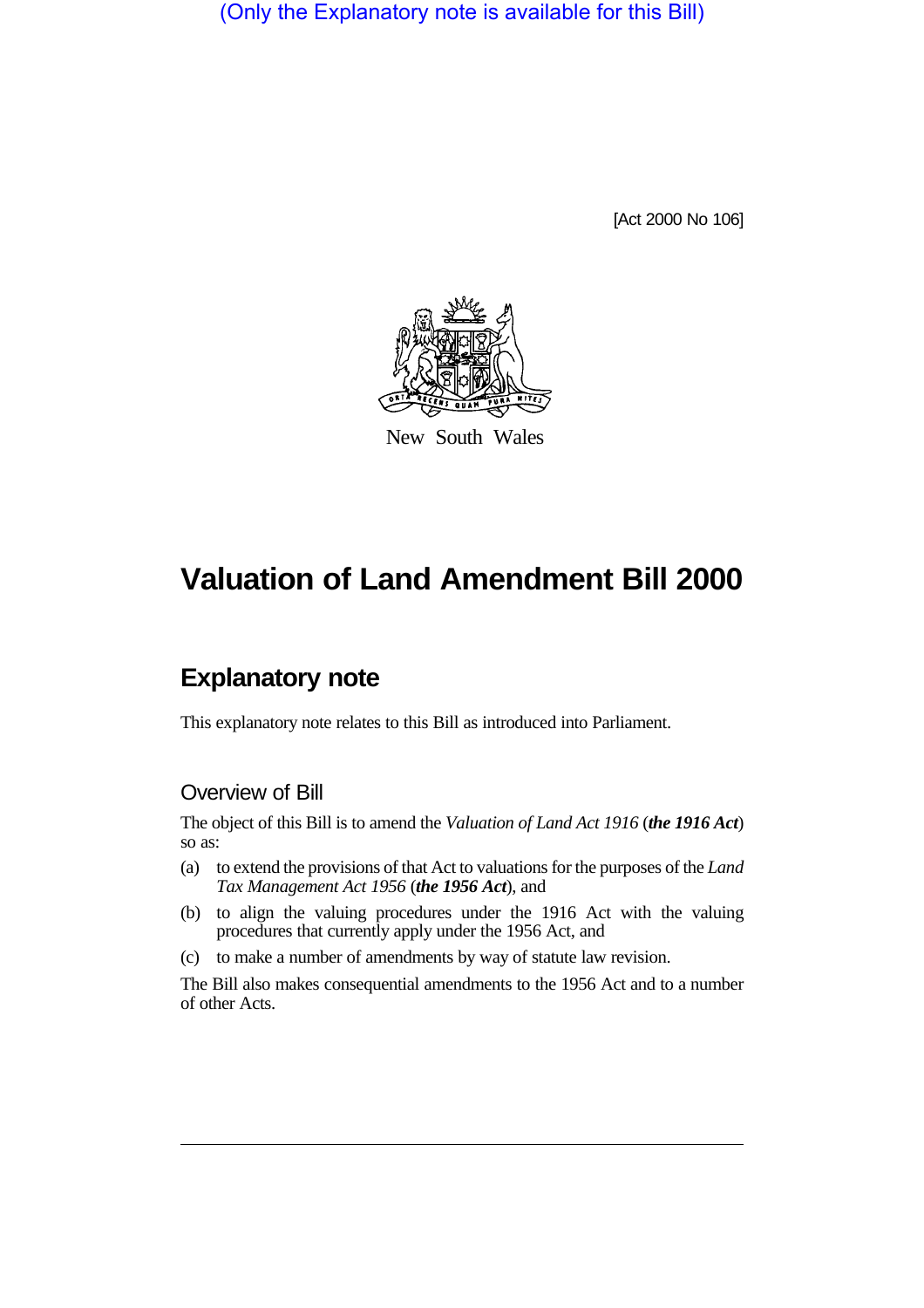(Only the Explanatory note is available for this Bill)

[Act 2000 No 106]

New South Wales

# Valuation of Land Amendment Bill 2000

## Explanatory note

This explanatory note relates to this Bill as introduced into Parliament.

### Overview of Bill

The object of this Bill is to amend the *Valuation of Land Act 1916* (***the 1916 Act***) so as:

(a) to extend the provisions of that Act to valuations for the purposes of the *Land Tax Management Act 1956* (***the 1956 Act***), and

(b) to align the valuing procedures under the 1916 Act with the valuing procedures that currently apply under the 1956 Act, and

(c) to make a number of amendments by way of statute law revision.

The Bill also makes consequential amendments to the 1956 Act and to a number of other Acts.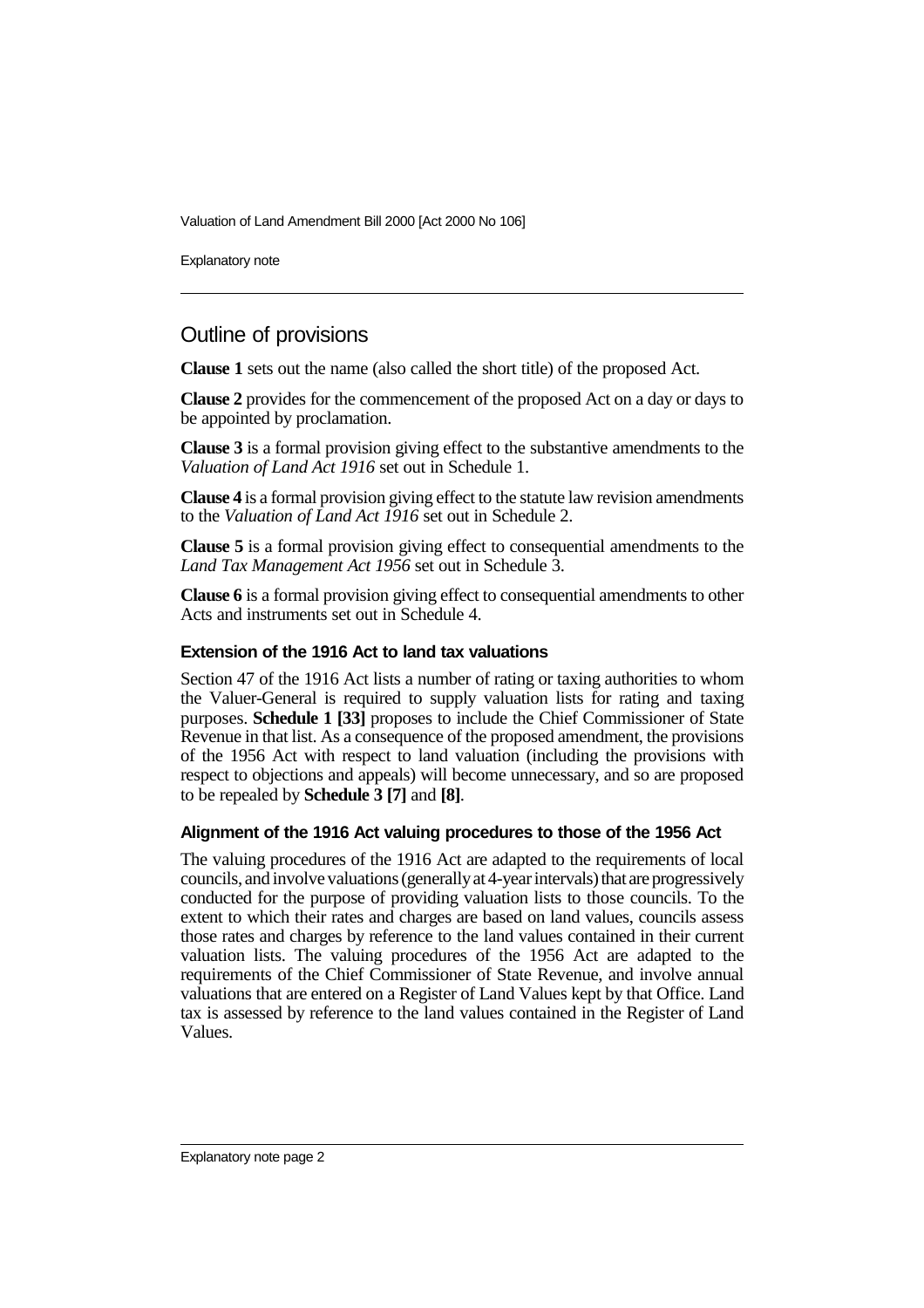## Outline of provisions

**Clause 1** sets out the name (also called the short title) of the proposed Act.

**Clause 2** provides for the commencement of the proposed Act on a day or days to be appointed by proclamation.

**Clause 3** is a formal provision giving effect to the substantive amendments to the *Valuation of Land Act 1916* set out in Schedule 1.

**Clause 4** is a formal provision giving effect to the statute law revision amendments to the *Valuation of Land Act 1916* set out in Schedule 2.

**Clause 5** is a formal provision giving effect to consequential amendments to the *Land Tax Management Act 1956* set out in Schedule 3.

**Clause 6** is a formal provision giving effect to consequential amendments to other Acts and instruments set out in Schedule 4.

### Extension of the 1916 Act to land tax valuations

Section 47 of the 1916 Act lists a number of rating or taxing authorities to whom the Valuer-General is required to supply valuation lists for rating and taxing purposes. **Schedule 1 [33]** proposes to include the Chief Commissioner of State Revenue in that list. As a consequence of the proposed amendment, the provisions of the 1956 Act with respect to land valuation (including the provisions with respect to objections and appeals) will become unnecessary, and so are proposed to be repealed by **Schedule 3 [7]** and **[8]**.

### Alignment of the 1916 Act valuing procedures to those of the 1956 Act

The valuing procedures of the 1916 Act are adapted to the requirements of local councils, and involve valuations (generally at 4-year intervals) that are progressively conducted for the purpose of providing valuation lists to those councils. To the extent to which their rates and charges are based on land values, councils assess those rates and charges by reference to the land values contained in their current valuation lists. The valuing procedures of the 1956 Act are adapted to the requirements of the Chief Commissioner of State Revenue, and involve annual valuations that are entered on a Register of Land Values kept by that Office. Land tax is assessed by reference to the land values contained in the Register of Land Values.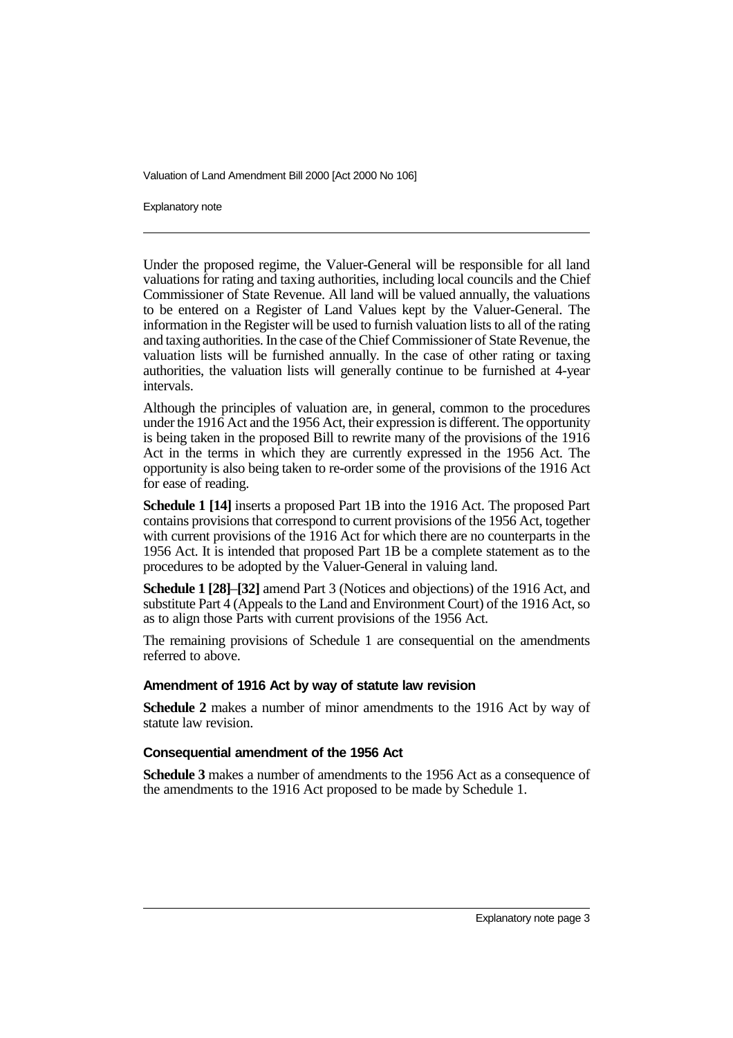Under the proposed regime, the Valuer-General will be responsible for all land valuations for rating and taxing authorities, including local councils and the Chief Commissioner of State Revenue. All land will be valued annually, the valuations to be entered on a Register of Land Values kept by the Valuer-General. The information in the Register will be used to furnish valuation lists to all of the rating and taxing authorities. In the case of the Chief Commissioner of State Revenue, the valuation lists will be furnished annually. In the case of other rating or taxing authorities, the valuation lists will generally continue to be furnished at 4-year intervals.

Although the principles of valuation are, in general, common to the procedures under the 1916 Act and the 1956 Act, their expression is different. The opportunity is being taken in the proposed Bill to rewrite many of the provisions of the 1916 Act in the terms in which they are currently expressed in the 1956 Act. The opportunity is also being taken to re-order some of the provisions of the 1916 Act for ease of reading.

**Schedule 1 [14]** inserts a proposed Part 1B into the 1916 Act. The proposed Part contains provisions that correspond to current provisions of the 1956 Act, together with current provisions of the 1916 Act for which there are no counterparts in the 1956 Act. It is intended that proposed Part 1B be a complete statement as to the procedures to be adopted by the Valuer-General in valuing land.

**Schedule 1 [28]–[32]** amend Part 3 (Notices and objections) of the 1916 Act, and substitute Part 4 (Appeals to the Land and Environment Court) of the 1916 Act, so as to align those Parts with current provisions of the 1956 Act.

The remaining provisions of Schedule 1 are consequential on the amendments referred to above.

### Amendment of 1916 Act by way of statute law revision

**Schedule 2** makes a number of minor amendments to the 1916 Act by way of statute law revision.

### Consequential amendment of the 1956 Act

**Schedule 3** makes a number of amendments to the 1956 Act as a consequence of the amendments to the 1916 Act proposed to be made by Schedule 1.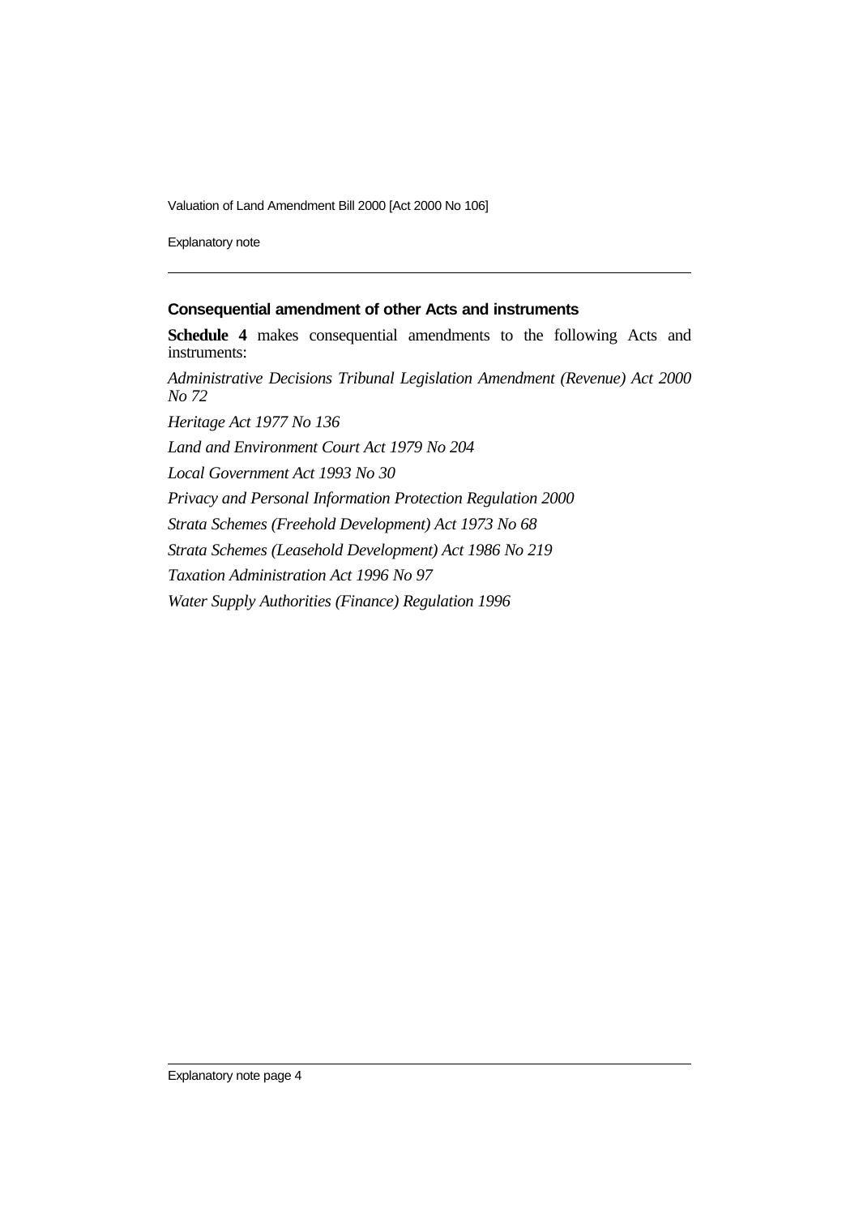### Consequential amendment of other Acts and instruments

**Schedule 4** makes consequential amendments to the following Acts and instruments:

*Administrative Decisions Tribunal Legislation Amendment (Revenue) Act 2000 No 72*

*Heritage Act 1977 No 136*

*Land and Environment Court Act 1979 No 204*

*Local Government Act 1993 No 30*

*Privacy and Personal Information Protection Regulation 2000*

*Strata Schemes (Freehold Development) Act 1973 No 68*

*Strata Schemes (Leasehold Development) Act 1986 No 219*

*Taxation Administration Act 1996 No 97*

*Water Supply Authorities (Finance) Regulation 1996*